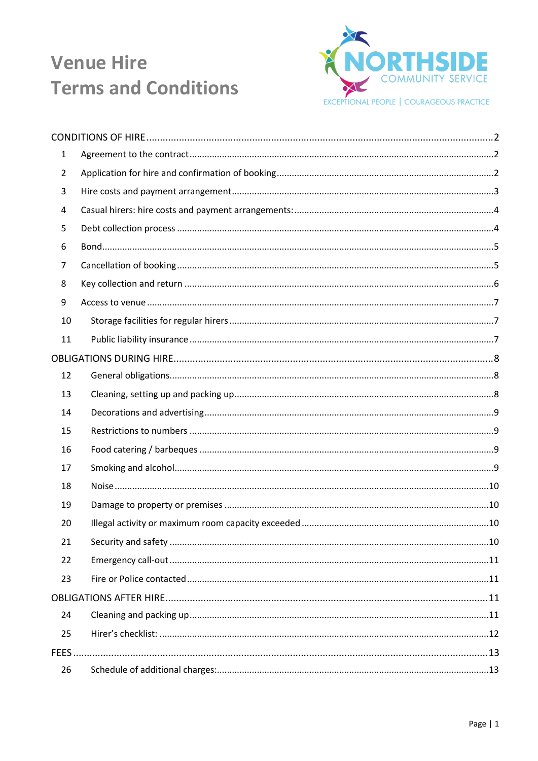# Venue Hire Terms and Conditions

NORTHSIDE COMMUNITY SERVICE

EXCEPTIONAL PEOPLE | COURAGEOUS PRACTICE

CONDITIONS OF HIRE ..... 2

1 Agreement to the contract ..... 2

2 Application for hire and confirmation of booking ..... 2

3 Hire costs and payment arrangement ..... 3

4 Casual hirers: hire costs and payment arrangements: ..... 4

5 Debt collection process ..... 4

6 Bond ..... 5

7 Cancellation of booking ..... 5

8 Key collection and return ..... 6

9 Access to venue ..... 7

10 Storage facilities for regular hirers ..... 7

11 Public liability insurance ..... 7

OBLIGATIONS DURING HIRE ..... 8

12 General obligations ..... 8

13 Cleaning, setting up and packing up ..... 8

14 Decorations and advertising ..... 9

15 Restrictions to numbers ..... 9

16 Food catering / barbeques ..... 9

17 Smoking and alcohol ..... 9

18 Noise ..... 10

19 Damage to property or premises ..... 10

20 Illegal activity or maximum room capacity exceeded ..... 10

21 Security and safety ..... 10

22 Emergency call-out ..... 11

23 Fire or Police contacted ..... 11

OBLIGATIONS AFTER HIRE ..... 11

24 Cleaning and packing up ..... 11

25 Hirer's checklist: ..... 12

FEES ..... 13

26 Schedule of additional charges: ..... 13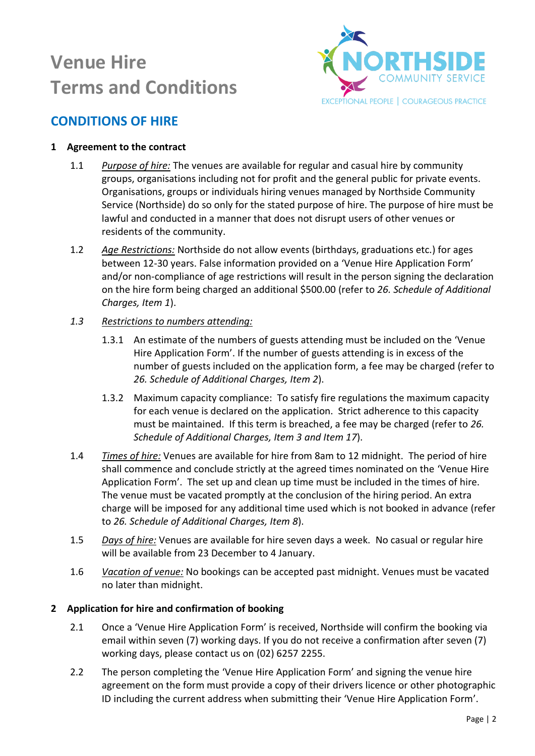# Venue Hire Terms and Conditions

## CONDITIONS OF HIRE

**1 Agreement to the contract**

1.1 *Purpose of hire:* The venues are available for regular and casual hire by community groups, organisations including not for profit and the general public for private events. Organisations, groups or individuals hiring venues managed by Northside Community Service (Northside) do so only for the stated purpose of hire. The purpose of hire must be lawful and conducted in a manner that does not disrupt users of other venues or residents of the community.

1.2 *Age Restrictions:* Northside do not allow events (birthdays, graduations etc.) for ages between 12-30 years. False information provided on a 'Venue Hire Application Form' and/or non-compliance of age restrictions will result in the person signing the declaration on the hire form being charged an additional $500.00 (refer to *26. Schedule of Additional Charges, Item 1*).

*1.3 Restrictions to numbers attending:*

1.3.1 An estimate of the numbers of guests attending must be included on the 'Venue Hire Application Form'. If the number of guests attending is in excess of the number of guests included on the application form, a fee may be charged (refer to *26. Schedule of Additional Charges, Item 2*).

1.3.2 Maximum capacity compliance: To satisfy fire regulations the maximum capacity for each venue is declared on the application. Strict adherence to this capacity must be maintained. If this term is breached, a fee may be charged (refer to *26. Schedule of Additional Charges, Item 3 and Item 17*).

1.4 *Times of hire:* Venues are available for hire from 8am to 12 midnight. The period of hire shall commence and conclude strictly at the agreed times nominated on the 'Venue Hire Application Form'. The set up and clean up time must be included in the times of hire. The venue must be vacated promptly at the conclusion of the hiring period. An extra charge will be imposed for any additional time used which is not booked in advance (refer to *26. Schedule of Additional Charges, Item 8*).

1.5 *Days of hire:* Venues are available for hire seven days a week. No casual or regular hire will be available from 23 December to 4 January.

1.6 *Vacation of venue:* No bookings can be accepted past midnight. Venues must be vacated no later than midnight.

**2 Application for hire and confirmation of booking**

2.1 Once a 'Venue Hire Application Form' is received, Northside will confirm the booking via email within seven (7) working days. If you do not receive a confirmation after seven (7) working days, please contact us on (02) 6257 2255.

2.2 The person completing the 'Venue Hire Application Form' and signing the venue hire agreement on the form must provide a copy of their drivers licence or other photographic ID including the current address when submitting their 'Venue Hire Application Form'.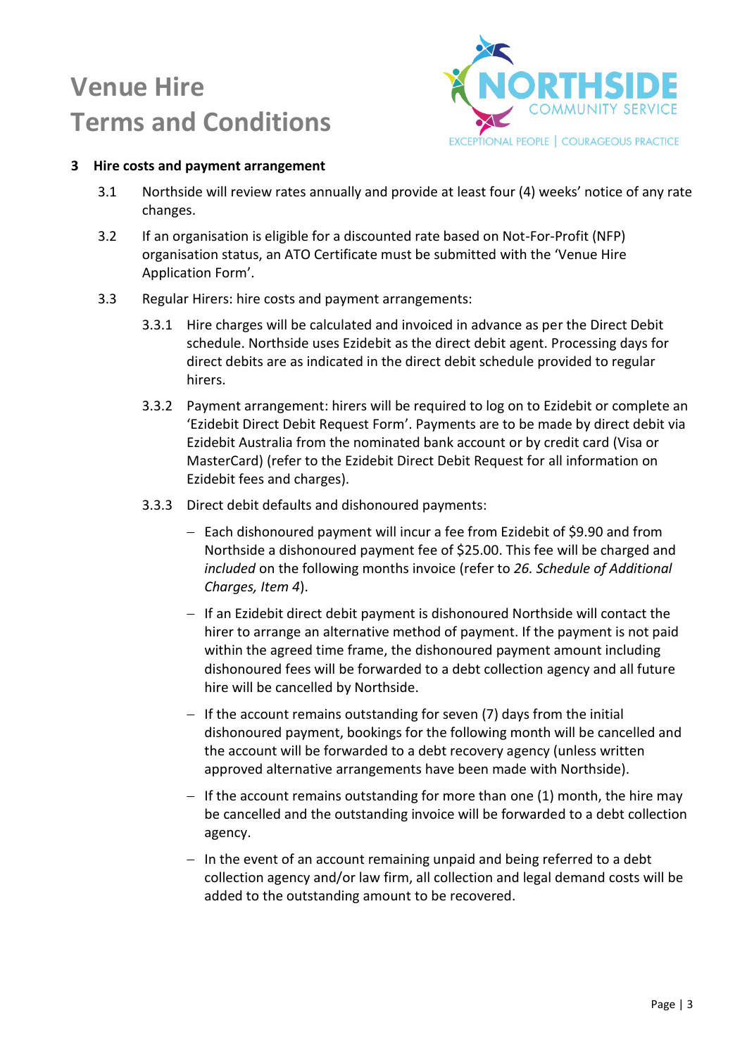# Venue Hire Terms and Conditions

### 3 Hire costs and payment arrangement

3.1 Northside will review rates annually and provide at least four (4) weeks' notice of any rate changes.

3.2 If an organisation is eligible for a discounted rate based on Not-For-Profit (NFP) organisation status, an ATO Certificate must be submitted with the 'Venue Hire Application Form'.

3.3 Regular Hirers: hire costs and payment arrangements:

3.3.1 Hire charges will be calculated and invoiced in advance as per the Direct Debit schedule. Northside uses Ezidebit as the direct debit agent. Processing days for direct debits are as indicated in the direct debit schedule provided to regular hirers.

3.3.2 Payment arrangement: hirers will be required to log on to Ezidebit or complete an 'Ezidebit Direct Debit Request Form'. Payments are to be made by direct debit via Ezidebit Australia from the nominated bank account or by credit card (Visa or MasterCard) (refer to the Ezidebit Direct Debit Request for all information on Ezidebit fees and charges).

3.3.3 Direct debit defaults and dishonoured payments:

- Each dishonoured payment will incur a fee from Ezidebit of $9.90 and from Northside a dishonoured payment fee of $25.00. This fee will be charged and *included* on the following months invoice (refer to *26. Schedule of Additional Charges, Item 4*).
- If an Ezidebit direct debit payment is dishonoured Northside will contact the hirer to arrange an alternative method of payment. If the payment is not paid within the agreed time frame, the dishonoured payment amount including dishonoured fees will be forwarded to a debt collection agency and all future hire will be cancelled by Northside.
- If the account remains outstanding for seven (7) days from the initial dishonoured payment, bookings for the following month will be cancelled and the account will be forwarded to a debt recovery agency (unless written approved alternative arrangements have been made with Northside).
- If the account remains outstanding for more than one (1) month, the hire may be cancelled and the outstanding invoice will be forwarded to a debt collection agency.
- In the event of an account remaining unpaid and being referred to a debt collection agency and/or law firm, all collection and legal demand costs will be added to the outstanding amount to be recovered.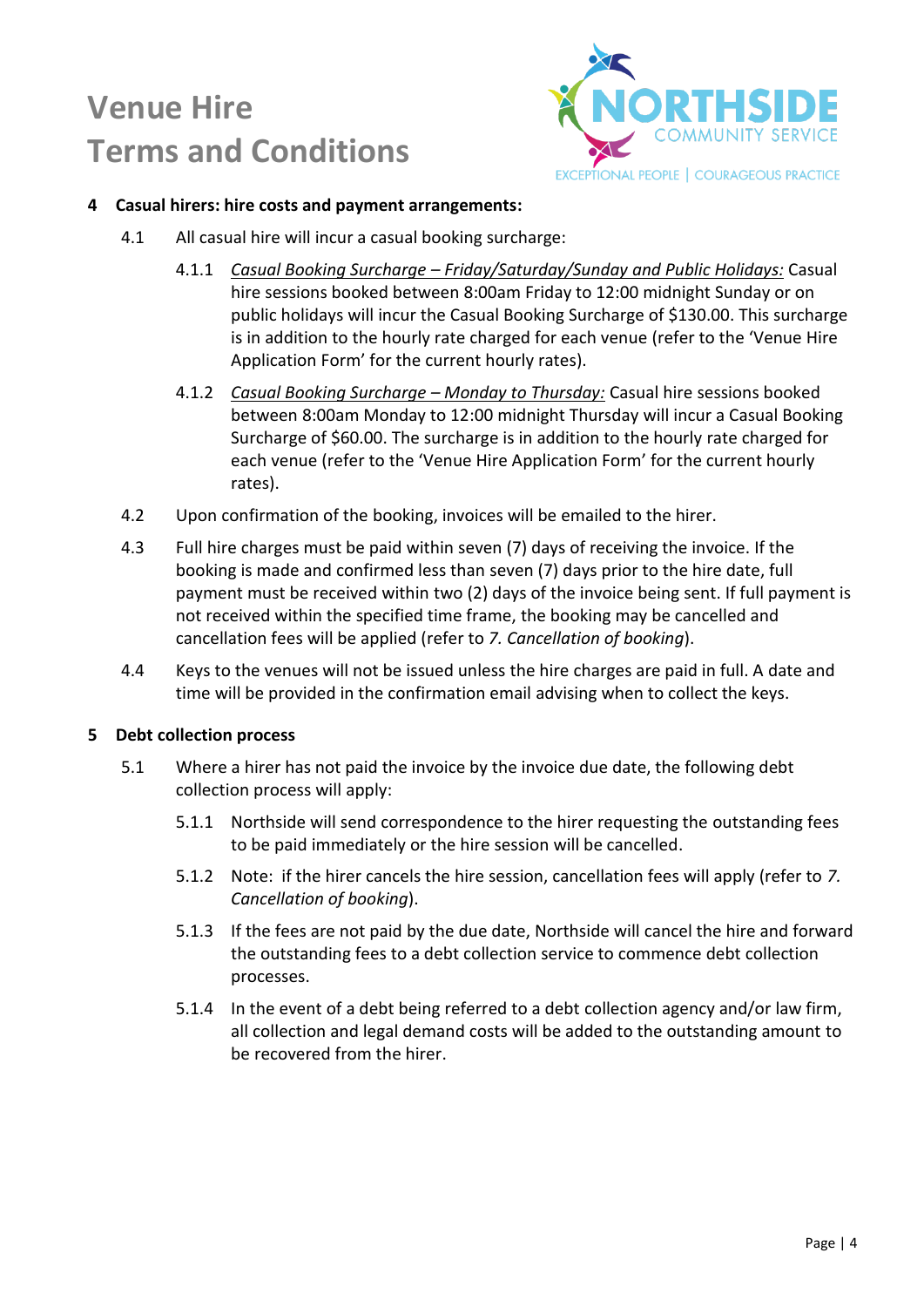## 4 Casual hirers: hire costs and payment arrangements:

4.1 All casual hire will incur a casual booking surcharge:

4.1.1 *Casual Booking Surcharge – Friday/Saturday/Sunday and Public Holidays:* Casual hire sessions booked between 8:00am Friday to 12:00 midnight Sunday or on public holidays will incur the Casual Booking Surcharge of $130.00. This surcharge is in addition to the hourly rate charged for each venue (refer to the 'Venue Hire Application Form' for the current hourly rates).

4.1.2 *Casual Booking Surcharge – Monday to Thursday:* Casual hire sessions booked between 8:00am Monday to 12:00 midnight Thursday will incur a Casual Booking Surcharge of $60.00. The surcharge is in addition to the hourly rate charged for each venue (refer to the 'Venue Hire Application Form' for the current hourly rates).

4.2 Upon confirmation of the booking, invoices will be emailed to the hirer.

4.3 Full hire charges must be paid within seven (7) days of receiving the invoice. If the booking is made and confirmed less than seven (7) days prior to the hire date, full payment must be received within two (2) days of the invoice being sent. If full payment is not received within the specified time frame, the booking may be cancelled and cancellation fees will be applied (refer to *7. Cancellation of booking*).

4.4 Keys to the venues will not be issued unless the hire charges are paid in full. A date and time will be provided in the confirmation email advising when to collect the keys.

## 5 Debt collection process

5.1 Where a hirer has not paid the invoice by the invoice due date, the following debt collection process will apply:

5.1.1 Northside will send correspondence to the hirer requesting the outstanding fees to be paid immediately or the hire session will be cancelled.

5.1.2 Note: if the hirer cancels the hire session, cancellation fees will apply (refer to *7. Cancellation of booking*).

5.1.3 If the fees are not paid by the due date, Northside will cancel the hire and forward the outstanding fees to a debt collection service to commence debt collection processes.

5.1.4 In the event of a debt being referred to a debt collection agency and/or law firm, all collection and legal demand costs will be added to the outstanding amount to be recovered from the hirer.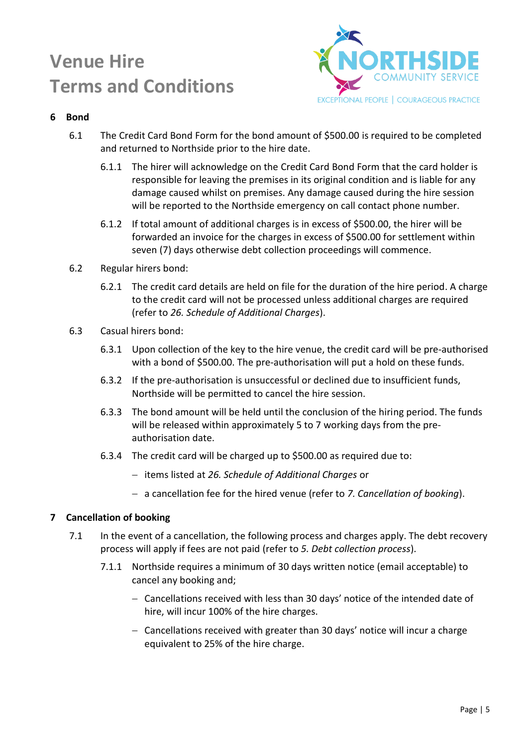## 6 Bond

6.1 The Credit Card Bond Form for the bond amount of $500.00 is required to be completed and returned to Northside prior to the hire date.

6.1.1 The hirer will acknowledge on the Credit Card Bond Form that the card holder is responsible for leaving the premises in its original condition and is liable for any damage caused whilst on premises. Any damage caused during the hire session will be reported to the Northside emergency on call contact phone number.

6.1.2 If total amount of additional charges is in excess of $500.00, the hirer will be forwarded an invoice for the charges in excess of $500.00 for settlement within seven (7) days otherwise debt collection proceedings will commence.

6.2 Regular hirers bond:

6.2.1 The credit card details are held on file for the duration of the hire period. A charge to the credit card will not be processed unless additional charges are required (refer to *26. Schedule of Additional Charges*).

6.3 Casual hirers bond:

6.3.1 Upon collection of the key to the hire venue, the credit card will be pre-authorised with a bond of $500.00. The pre-authorisation will put a hold on these funds.

6.3.2 If the pre-authorisation is unsuccessful or declined due to insufficient funds, Northside will be permitted to cancel the hire session.

6.3.3 The bond amount will be held until the conclusion of the hiring period. The funds will be released within approximately 5 to 7 working days from the pre-authorisation date.

6.3.4 The credit card will be charged up to $500.00 as required due to:

- items listed at *26. Schedule of Additional Charges* or
- a cancellation fee for the hired venue (refer to *7. Cancellation of booking*).

## 7 Cancellation of booking

7.1 In the event of a cancellation, the following process and charges apply. The debt recovery process will apply if fees are not paid (refer to *5. Debt collection process*).

7.1.1 Northside requires a minimum of 30 days written notice (email acceptable) to cancel any booking and;

- Cancellations received with less than 30 days' notice of the intended date of hire, will incur 100% of the hire charges.
- Cancellations received with greater than 30 days' notice will incur a charge equivalent to 25% of the hire charge.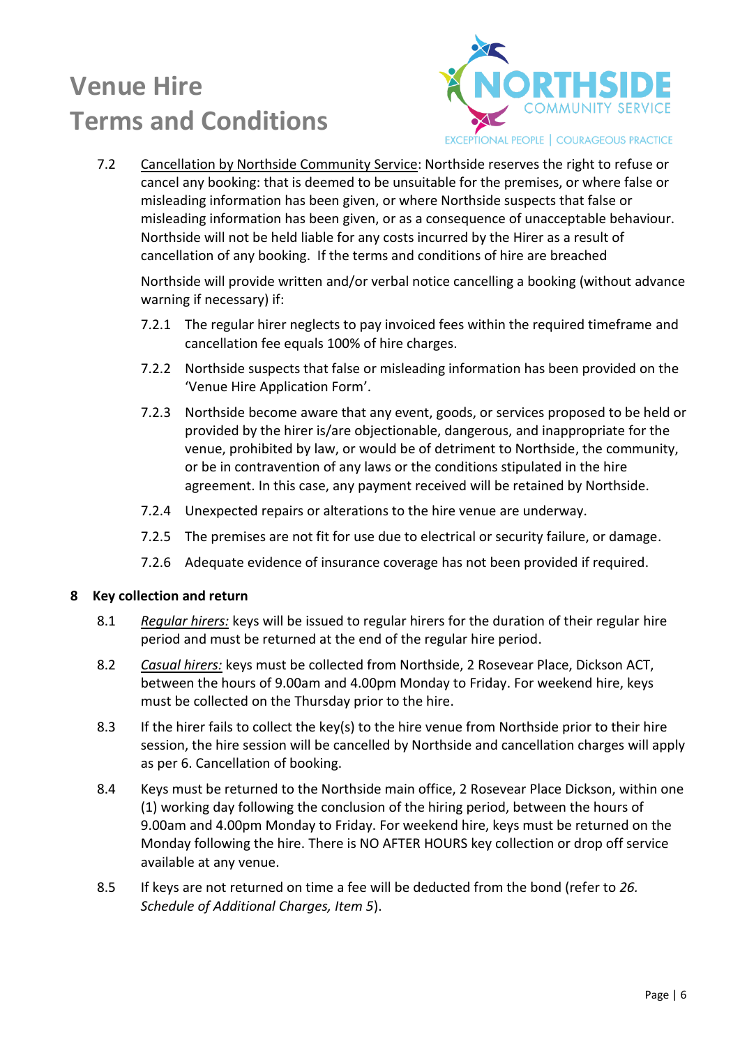7.2 Cancellation by Northside Community Service: Northside reserves the right to refuse or cancel any booking: that is deemed to be unsuitable for the premises, or where false or misleading information has been given, or where Northside suspects that false or misleading information has been given, or as a consequence of unacceptable behaviour. Northside will not be held liable for any costs incurred by the Hirer as a result of cancellation of any booking. If the terms and conditions of hire are breached

Northside will provide written and/or verbal notice cancelling a booking (without advance warning if necessary) if:

7.2.1 The regular hirer neglects to pay invoiced fees within the required timeframe and cancellation fee equals 100% of hire charges.

7.2.2 Northside suspects that false or misleading information has been provided on the 'Venue Hire Application Form'.

7.2.3 Northside become aware that any event, goods, or services proposed to be held or provided by the hirer is/are objectionable, dangerous, and inappropriate for the venue, prohibited by law, or would be of detriment to Northside, the community, or be in contravention of any laws or the conditions stipulated in the hire agreement. In this case, any payment received will be retained by Northside.

7.2.4 Unexpected repairs or alterations to the hire venue are underway.

7.2.5 The premises are not fit for use due to electrical or security failure, or damage.

7.2.6 Adequate evidence of insurance coverage has not been provided if required.

## 8 Key collection and return

8.1 *Regular hirers:* keys will be issued to regular hirers for the duration of their regular hire period and must be returned at the end of the regular hire period.

8.2 *Casual hirers:* keys must be collected from Northside, 2 Rosevear Place, Dickson ACT, between the hours of 9.00am and 4.00pm Monday to Friday. For weekend hire, keys must be collected on the Thursday prior to the hire.

8.3 If the hirer fails to collect the key(s) to the hire venue from Northside prior to their hire session, the hire session will be cancelled by Northside and cancellation charges will apply as per 6. Cancellation of booking.

8.4 Keys must be returned to the Northside main office, 2 Rosevear Place Dickson, within one (1) working day following the conclusion of the hiring period, between the hours of 9.00am and 4.00pm Monday to Friday. For weekend hire, keys must be returned on the Monday following the hire. There is NO AFTER HOURS key collection or drop off service available at any venue.

8.5 If keys are not returned on time a fee will be deducted from the bond (refer to *26. Schedule of Additional Charges, Item 5*).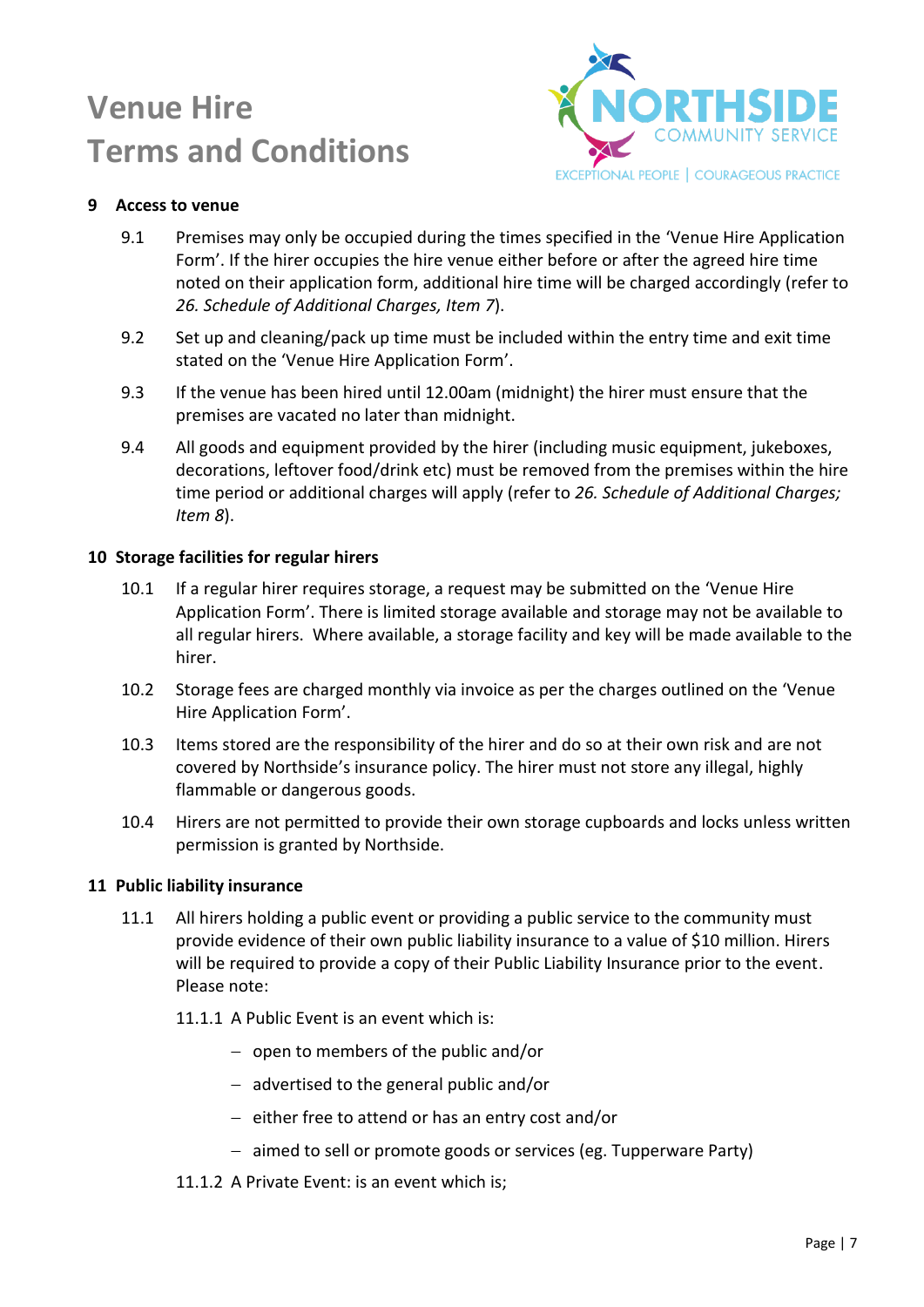## 9 Access to venue

9.1 Premises may only be occupied during the times specified in the 'Venue Hire Application Form'. If the hirer occupies the hire venue either before or after the agreed hire time noted on their application form, additional hire time will be charged accordingly (refer to *26. Schedule of Additional Charges, Item 7*).

9.2 Set up and cleaning/pack up time must be included within the entry time and exit time stated on the 'Venue Hire Application Form'.

9.3 If the venue has been hired until 12.00am (midnight) the hirer must ensure that the premises are vacated no later than midnight.

9.4 All goods and equipment provided by the hirer (including music equipment, jukeboxes, decorations, leftover food/drink etc) must be removed from the premises within the hire time period or additional charges will apply (refer to *26. Schedule of Additional Charges; Item 8*).

## 10 Storage facilities for regular hirers

10.1 If a regular hirer requires storage, a request may be submitted on the 'Venue Hire Application Form'. There is limited storage available and storage may not be available to all regular hirers. Where available, a storage facility and key will be made available to the hirer.

10.2 Storage fees are charged monthly via invoice as per the charges outlined on the 'Venue Hire Application Form'.

10.3 Items stored are the responsibility of the hirer and do so at their own risk and are not covered by Northside's insurance policy. The hirer must not store any illegal, highly flammable or dangerous goods.

10.4 Hirers are not permitted to provide their own storage cupboards and locks unless written permission is granted by Northside.

## 11 Public liability insurance

11.1 All hirers holding a public event or providing a public service to the community must provide evidence of their own public liability insurance to a value of $10 million. Hirers will be required to provide a copy of their Public Liability Insurance prior to the event. Please note:

11.1.1 A Public Event is an event which is:

- open to members of the public and/or
- advertised to the general public and/or
- either free to attend or has an entry cost and/or
- aimed to sell or promote goods or services (eg. Tupperware Party)

11.1.2 A Private Event: is an event which is;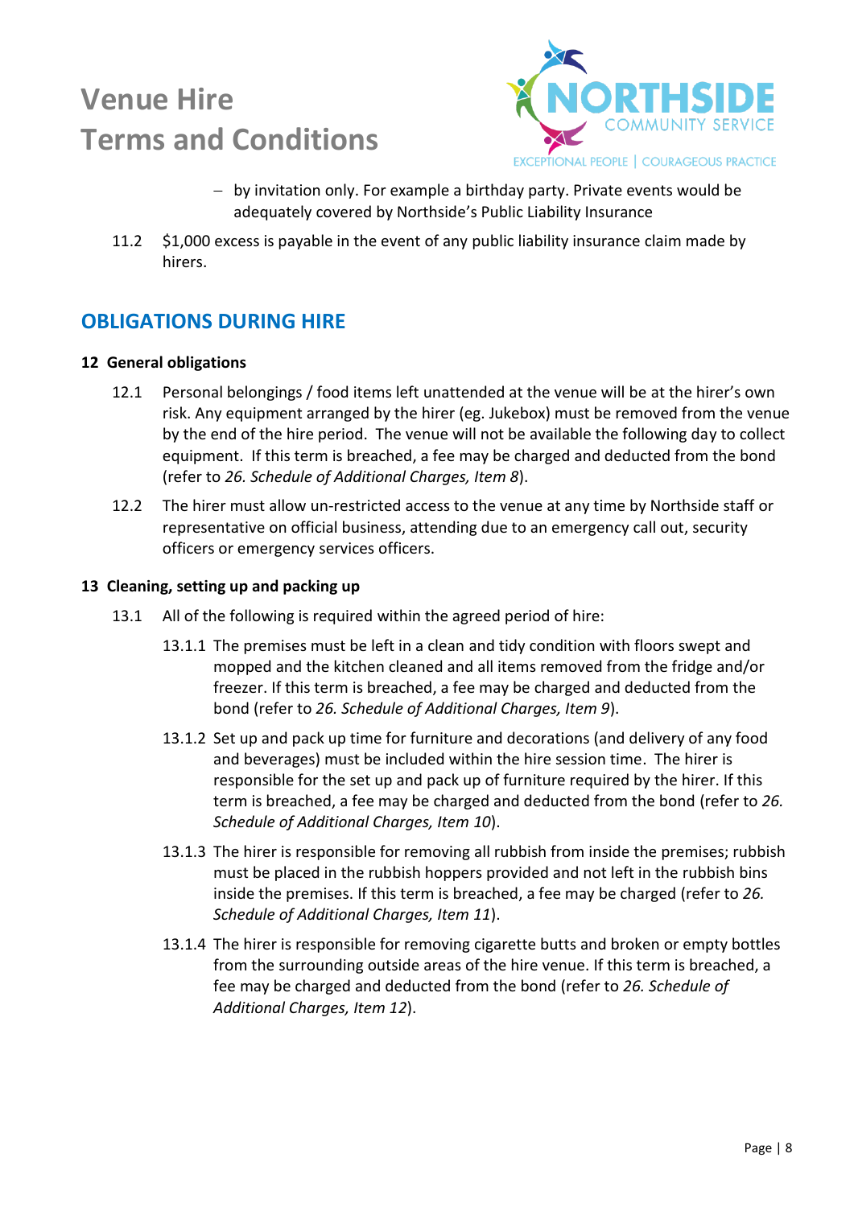– by invitation only. For example a birthday party. Private events would be adequately covered by Northside's Public Liability Insurance

11.2 $1,000 excess is payable in the event of any public liability insurance claim made by hirers.

## OBLIGATIONS DURING HIRE

### 12 General obligations

12.1 Personal belongings / food items left unattended at the venue will be at the hirer's own risk. Any equipment arranged by the hirer (eg. Jukebox) must be removed from the venue by the end of the hire period. The venue will not be available the following day to collect equipment. If this term is breached, a fee may be charged and deducted from the bond (refer to *26. Schedule of Additional Charges, Item 8*).

12.2 The hirer must allow un-restricted access to the venue at any time by Northside staff or representative on official business, attending due to an emergency call out, security officers or emergency services officers.

### 13 Cleaning, setting up and packing up

13.1 All of the following is required within the agreed period of hire:

13.1.1 The premises must be left in a clean and tidy condition with floors swept and mopped and the kitchen cleaned and all items removed from the fridge and/or freezer. If this term is breached, a fee may be charged and deducted from the bond (refer to *26. Schedule of Additional Charges, Item 9*).

13.1.2 Set up and pack up time for furniture and decorations (and delivery of any food and beverages) must be included within the hire session time. The hirer is responsible for the set up and pack up of furniture required by the hirer. If this term is breached, a fee may be charged and deducted from the bond (refer to *26. Schedule of Additional Charges, Item 10*).

13.1.3 The hirer is responsible for removing all rubbish from inside the premises; rubbish must be placed in the rubbish hoppers provided and not left in the rubbish bins inside the premises. If this term is breached, a fee may be charged (refer to *26. Schedule of Additional Charges, Item 11*).

13.1.4 The hirer is responsible for removing cigarette butts and broken or empty bottles from the surrounding outside areas of the hire venue. If this term is breached, a fee may be charged and deducted from the bond (refer to *26. Schedule of Additional Charges, Item 12*).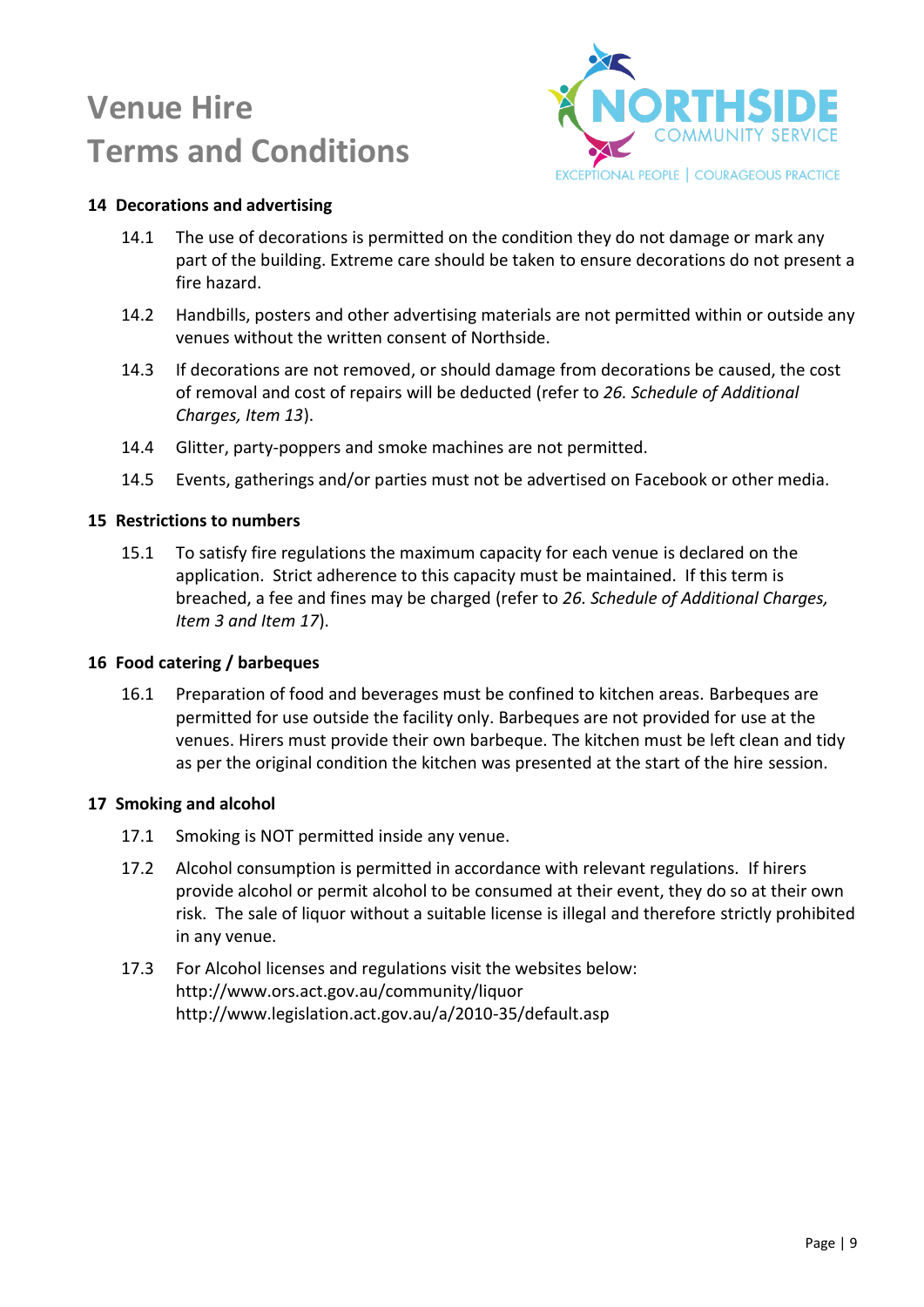# Venue Hire Terms and Conditions

## 14 Decorations and advertising

14.1 The use of decorations is permitted on the condition they do not damage or mark any part of the building. Extreme care should be taken to ensure decorations do not present a fire hazard.

14.2 Handbills, posters and other advertising materials are not permitted within or outside any venues without the written consent of Northside.

14.3 If decorations are not removed, or should damage from decorations be caused, the cost of removal and cost of repairs will be deducted (refer to *26. Schedule of Additional Charges, Item 13*).

14.4 Glitter, party-poppers and smoke machines are not permitted.

14.5 Events, gatherings and/or parties must not be advertised on Facebook or other media.

## 15 Restrictions to numbers

15.1 To satisfy fire regulations the maximum capacity for each venue is declared on the application. Strict adherence to this capacity must be maintained. If this term is breached, a fee and fines may be charged (refer to *26. Schedule of Additional Charges, Item 3 and Item 17*).

## 16 Food catering / barbeques

16.1 Preparation of food and beverages must be confined to kitchen areas. Barbeques are permitted for use outside the facility only. Barbeques are not provided for use at the venues. Hirers must provide their own barbeque. The kitchen must be left clean and tidy as per the original condition the kitchen was presented at the start of the hire session.

## 17 Smoking and alcohol

17.1 Smoking is NOT permitted inside any venue.

17.2 Alcohol consumption is permitted in accordance with relevant regulations. If hirers provide alcohol or permit alcohol to be consumed at their event, they do so at their own risk. The sale of liquor without a suitable license is illegal and therefore strictly prohibited in any venue.

17.3 For Alcohol licenses and regulations visit the websites below:
http://www.ors.act.gov.au/community/liquor
http://www.legislation.act.gov.au/a/2010-35/default.asp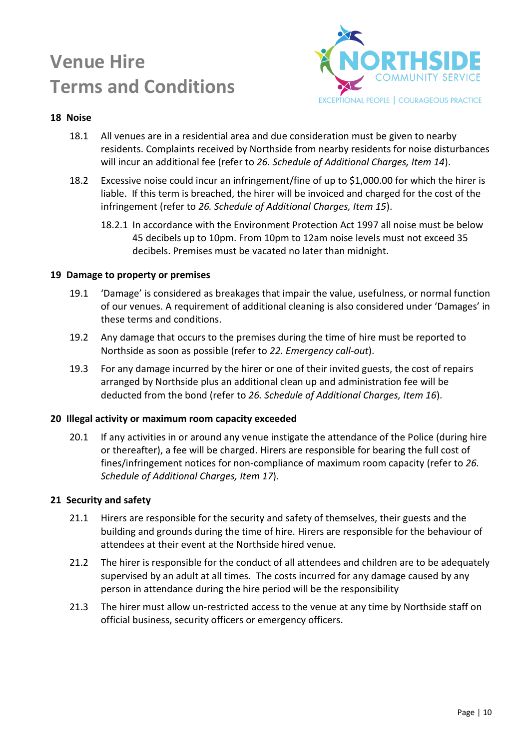## 18 Noise

18.1 All venues are in a residential area and due consideration must be given to nearby residents. Complaints received by Northside from nearby residents for noise disturbances will incur an additional fee (refer to *26. Schedule of Additional Charges, Item 14*).

18.2 Excessive noise could incur an infringement/fine of up to $1,000.00 for which the hirer is liable. If this term is breached, the hirer will be invoiced and charged for the cost of the infringement (refer to *26. Schedule of Additional Charges, Item 15*).

18.2.1 In accordance with the Environment Protection Act 1997 all noise must be below 45 decibels up to 10pm. From 10pm to 12am noise levels must not exceed 35 decibels. Premises must be vacated no later than midnight.

## 19 Damage to property or premises

19.1 'Damage' is considered as breakages that impair the value, usefulness, or normal function of our venues. A requirement of additional cleaning is also considered under 'Damages' in these terms and conditions.

19.2 Any damage that occurs to the premises during the time of hire must be reported to Northside as soon as possible (refer to *22. Emergency call-out*).

19.3 For any damage incurred by the hirer or one of their invited guests, the cost of repairs arranged by Northside plus an additional clean up and administration fee will be deducted from the bond (refer to *26. Schedule of Additional Charges, Item 16*).

## 20 Illegal activity or maximum room capacity exceeded

20.1 If any activities in or around any venue instigate the attendance of the Police (during hire or thereafter), a fee will be charged. Hirers are responsible for bearing the full cost of fines/infringement notices for non-compliance of maximum room capacity (refer to *26. Schedule of Additional Charges, Item 17*).

## 21 Security and safety

21.1 Hirers are responsible for the security and safety of themselves, their guests and the building and grounds during the time of hire. Hirers are responsible for the behaviour of attendees at their event at the Northside hired venue.

21.2 The hirer is responsible for the conduct of all attendees and children are to be adequately supervised by an adult at all times. The costs incurred for any damage caused by any person in attendance during the hire period will be the responsibility

21.3 The hirer must allow un-restricted access to the venue at any time by Northside staff on official business, security officers or emergency officers.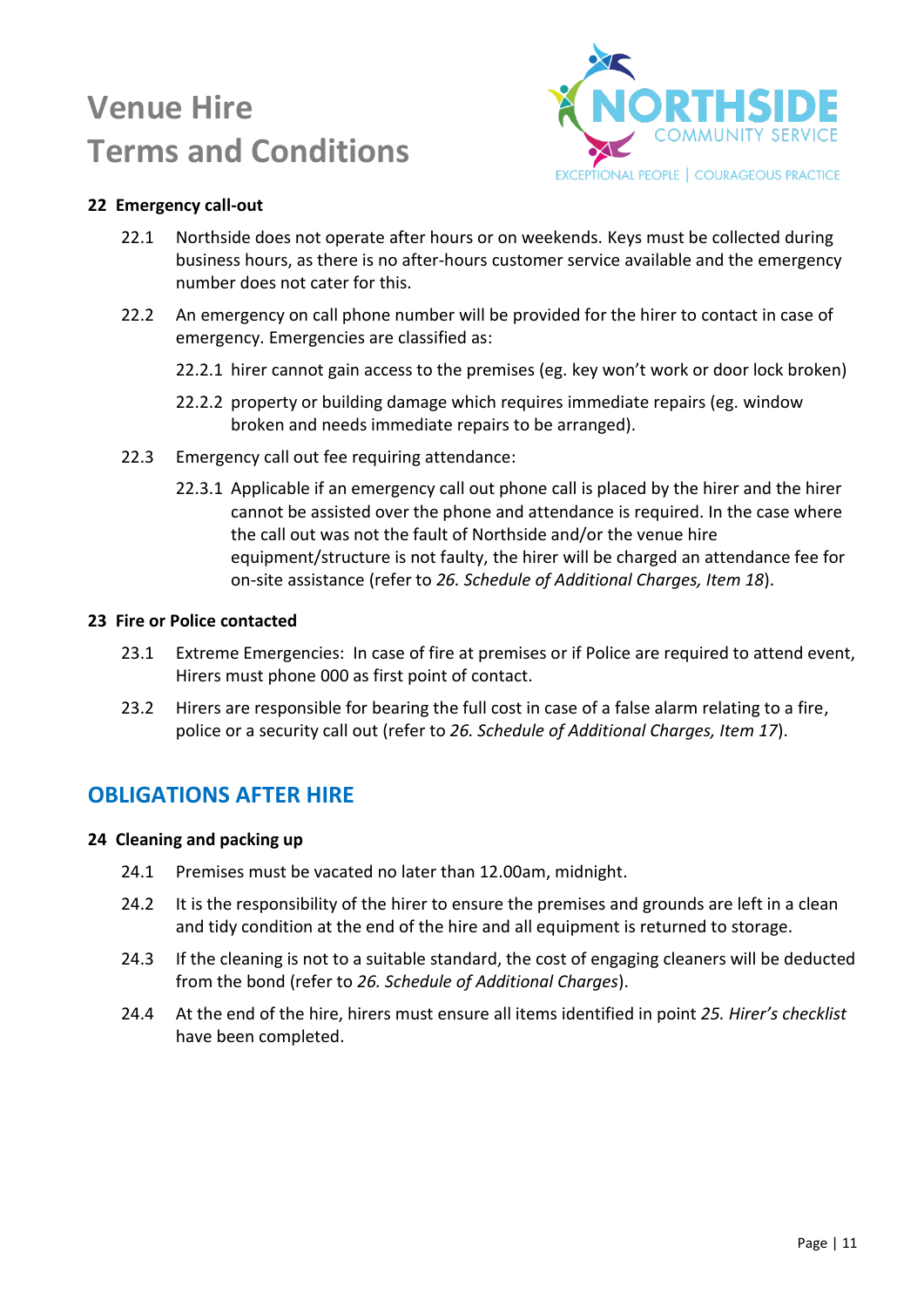### 22 Emergency call-out

22.1 Northside does not operate after hours or on weekends. Keys must be collected during business hours, as there is no after-hours customer service available and the emergency number does not cater for this.

22.2 An emergency on call phone number will be provided for the hirer to contact in case of emergency. Emergencies are classified as:

22.2.1 hirer cannot gain access to the premises (eg. key won't work or door lock broken)

22.2.2 property or building damage which requires immediate repairs (eg. window broken and needs immediate repairs to be arranged).

22.3 Emergency call out fee requiring attendance:

22.3.1 Applicable if an emergency call out phone call is placed by the hirer and the hirer cannot be assisted over the phone and attendance is required. In the case where the call out was not the fault of Northside and/or the venue hire equipment/structure is not faulty, the hirer will be charged an attendance fee for on-site assistance (refer to *26. Schedule of Additional Charges, Item 18*).

### 23 Fire or Police contacted

23.1 Extreme Emergencies: In case of fire at premises or if Police are required to attend event, Hirers must phone 000 as first point of contact.

23.2 Hirers are responsible for bearing the full cost in case of a false alarm relating to a fire, police or a security call out (refer to *26. Schedule of Additional Charges, Item 17*).

## OBLIGATIONS AFTER HIRE

### 24 Cleaning and packing up

24.1 Premises must be vacated no later than 12.00am, midnight.

24.2 It is the responsibility of the hirer to ensure the premises and grounds are left in a clean and tidy condition at the end of the hire and all equipment is returned to storage.

24.3 If the cleaning is not to a suitable standard, the cost of engaging cleaners will be deducted from the bond (refer to *26. Schedule of Additional Charges*).

24.4 At the end of the hire, hirers must ensure all items identified in point *25. Hirer's checklist* have been completed.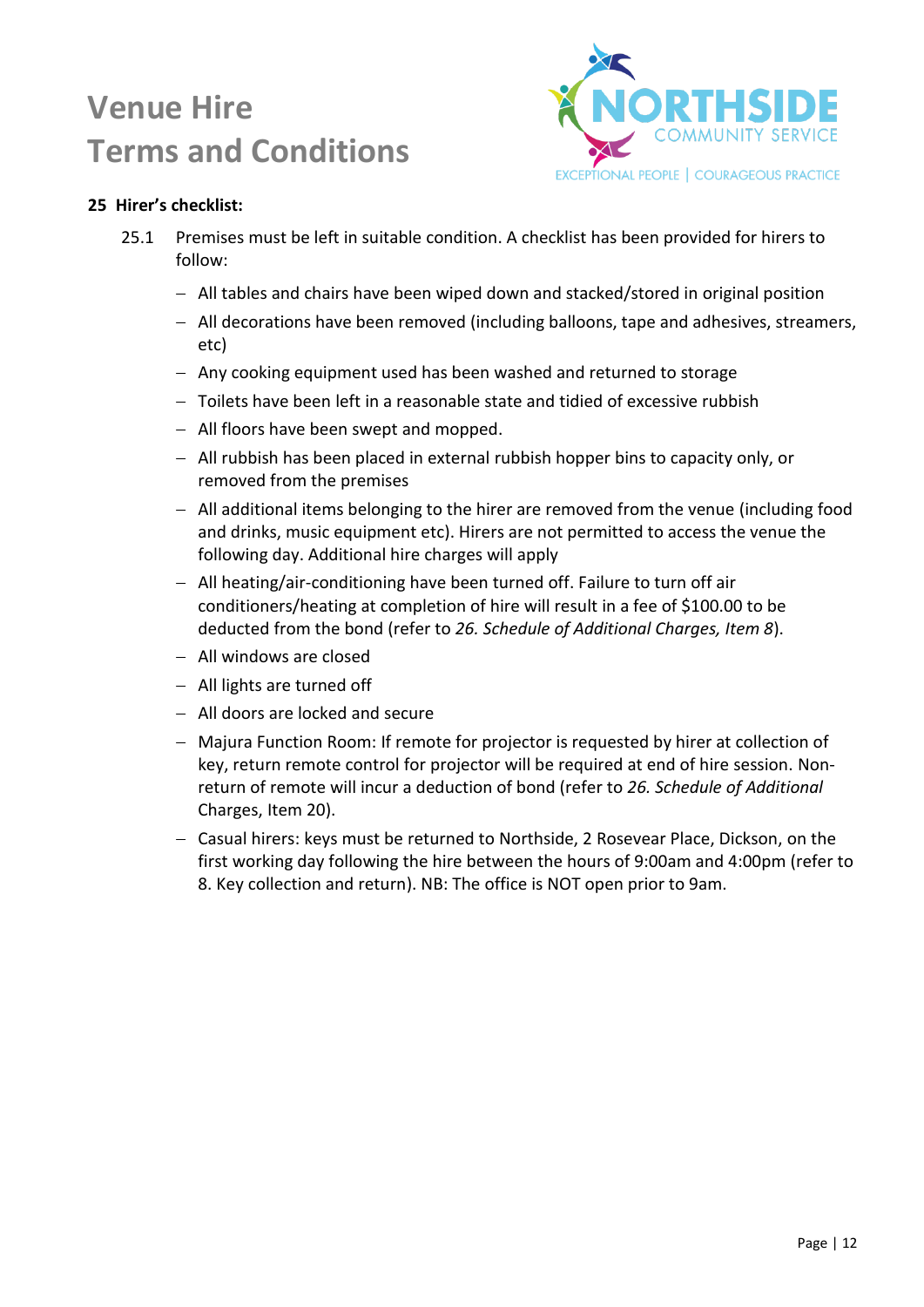# Venue Hire Terms and Conditions

**25 Hirer's checklist:**

25.1 Premises must be left in suitable condition. A checklist has been provided for hirers to follow:

- All tables and chairs have been wiped down and stacked/stored in original position
- All decorations have been removed (including balloons, tape and adhesives, streamers, etc)
- Any cooking equipment used has been washed and returned to storage
- Toilets have been left in a reasonable state and tidied of excessive rubbish
- All floors have been swept and mopped.
- All rubbish has been placed in external rubbish hopper bins to capacity only, or removed from the premises
- All additional items belonging to the hirer are removed from the venue (including food and drinks, music equipment etc). Hirers are not permitted to access the venue the following day. Additional hire charges will apply
- All heating/air-conditioning have been turned off. Failure to turn off air conditioners/heating at completion of hire will result in a fee of $100.00 to be deducted from the bond (refer to *26. Schedule of Additional Charges, Item 8*).
- All windows are closed
- All lights are turned off
- All doors are locked and secure
- Majura Function Room: If remote for projector is requested by hirer at collection of key, return remote control for projector will be required at end of hire session. Non-return of remote will incur a deduction of bond (refer to *26. Schedule of Additional* Charges, Item 20).
- Casual hirers: keys must be returned to Northside, 2 Rosevear Place, Dickson, on the first working day following the hire between the hours of 9:00am and 4:00pm (refer to 8. Key collection and return). NB: The office is NOT open prior to 9am.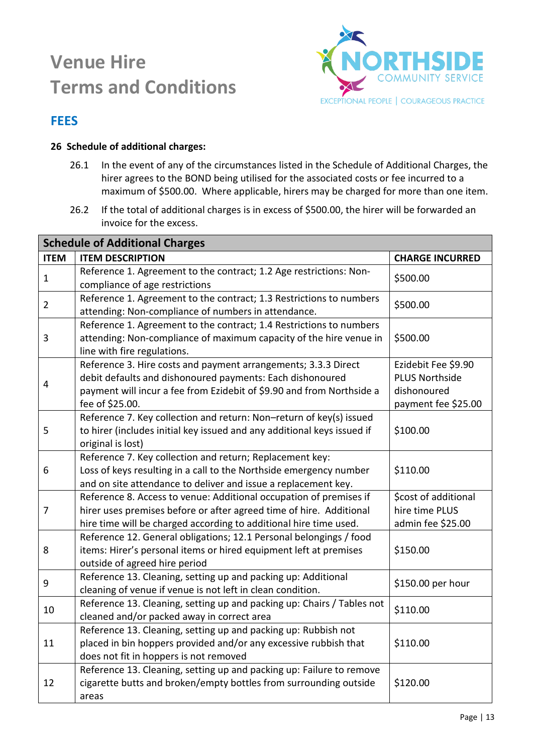# Venue Hire Terms and Conditions

NORTHSIDE COMMUNITY SERVICE

EXCEPTIONAL PEOPLE | COURAGEOUS PRACTICE

## FEES

**26 Schedule of additional charges:**

26.1 In the event of any of the circumstances listed in the Schedule of Additional Charges, the hirer agrees to the BOND being utilised for the associated costs or fee incurred to a maximum of $500.00. Where applicable, hirers may be charged for more than one item.

26.2 If the total of additional charges is in excess of $500.00, the hirer will be forwarded an invoice for the excess.

| **Schedule of Additional Charges** | | |
|---|---|---|
| **ITEM** | **ITEM DESCRIPTION** | **CHARGE INCURRED** |
| 1 | Reference 1. Agreement to the contract; 1.2 Age restrictions: Non-compliance of age restrictions | $500.00 |
| 2 | Reference 1. Agreement to the contract; 1.3 Restrictions to numbers attending: Non-compliance of numbers in attendance. | $500.00 |
| 3 | Reference 1. Agreement to the contract; 1.4 Restrictions to numbers attending: Non-compliance of maximum capacity of the hire venue in line with fire regulations. | $500.00 |
| 4 | Reference 3. Hire costs and payment arrangements; 3.3.3 Direct debit defaults and dishonoured payments: Each dishonoured payment will incur a fee from Ezidebit of $9.90 and from Northside a fee of $25.00. | Ezidebit Fee $9.90 PLUS Northside dishonoured payment fee $25.00 |
| 5 | Reference 7. Key collection and return: Non–return of key(s) issued to hirer (includes initial key issued and any additional keys issued if original is lost) | $100.00 |
| 6 | Reference 7. Key collection and return; Replacement key: Loss of keys resulting in a call to the Northside emergency number and on site attendance to deliver and issue a replacement key. | $110.00 |
| 7 | Reference 8. Access to venue: Additional occupation of premises if hirer uses premises before or after agreed time of hire. Additional hire time will be charged according to additional hire time used. | $cost of additional hire time PLUS admin fee $25.00 |
| 8 | Reference 12. General obligations; 12.1 Personal belongings / food items: Hirer's personal items or hired equipment left at premises outside of agreed hire period | $150.00 |
| 9 | Reference 13. Cleaning, setting up and packing up: Additional cleaning of venue if venue is not left in clean condition. | $150.00 per hour |
| 10 | Reference 13. Cleaning, setting up and packing up: Chairs / Tables not cleaned and/or packed away in correct area | $110.00 |
| 11 | Reference 13. Cleaning, setting up and packing up: Rubbish not placed in bin hoppers provided and/or any excessive rubbish that does not fit in hoppers is not removed | $110.00 |
| 12 | Reference 13. Cleaning, setting up and packing up: Failure to remove cigarette butts and broken/empty bottles from surrounding outside areas | $120.00 |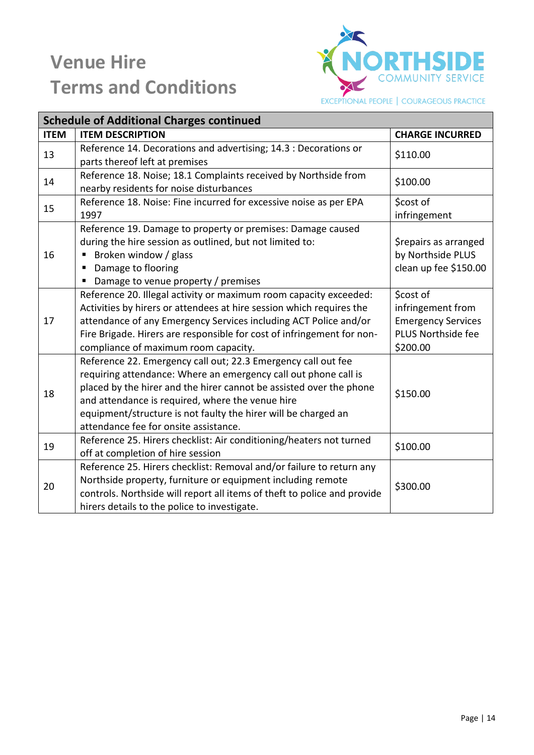# Venue Hire Terms and Conditions

NORTHSIDE COMMUNITY SERVICE

EXCEPTIONAL PEOPLE | COURAGEOUS PRACTICE

**Schedule of Additional Charges continued**

| ITEM | ITEM DESCRIPTION | CHARGE INCURRED |
|---|---|---|
| 13 | Reference 14. Decorations and advertising; 14.3 : Decorations or parts thereof left at premises | $110.00 |
| 14 | Reference 18. Noise; 18.1 Complaints received by Northside from nearby residents for noise disturbances | $100.00 |
| 15 | Reference 18. Noise: Fine incurred for excessive noise as per EPA 1997 | $cost of infringement |
| 16 | Reference 19. Damage to property or premises: Damage caused during the hire session as outlined, but not limited to:<br>▪ Broken window / glass<br>▪ Damage to flooring<br>▪ Damage to venue property / premises | $repairs as arranged by Northside PLUS clean up fee $150.00 |
| 17 | Reference 20. Illegal activity or maximum room capacity exceeded: Activities by hirers or attendees at hire session which requires the attendance of any Emergency Services including ACT Police and/or Fire Brigade. Hirers are responsible for cost of infringement for non-compliance of maximum room capacity. | $cost of infringement from Emergency Services PLUS Northside fee $200.00 |
| 18 | Reference 22. Emergency call out; 22.3 Emergency call out fee requiring attendance: Where an emergency call out phone call is placed by the hirer and the hirer cannot be assisted over the phone and attendance is required, where the venue hire equipment/structure is not faulty the hirer will be charged an attendance fee for onsite assistance. | $150.00 |
| 19 | Reference 25. Hirers checklist: Air conditioning/heaters not turned off at completion of hire session | $100.00 |
| 20 | Reference 25. Hirers checklist: Removal and/or failure to return any Northside property, furniture or equipment including remote controls. Northside will report all items of theft to police and provide hirers details to the police to investigate. | $300.00 |